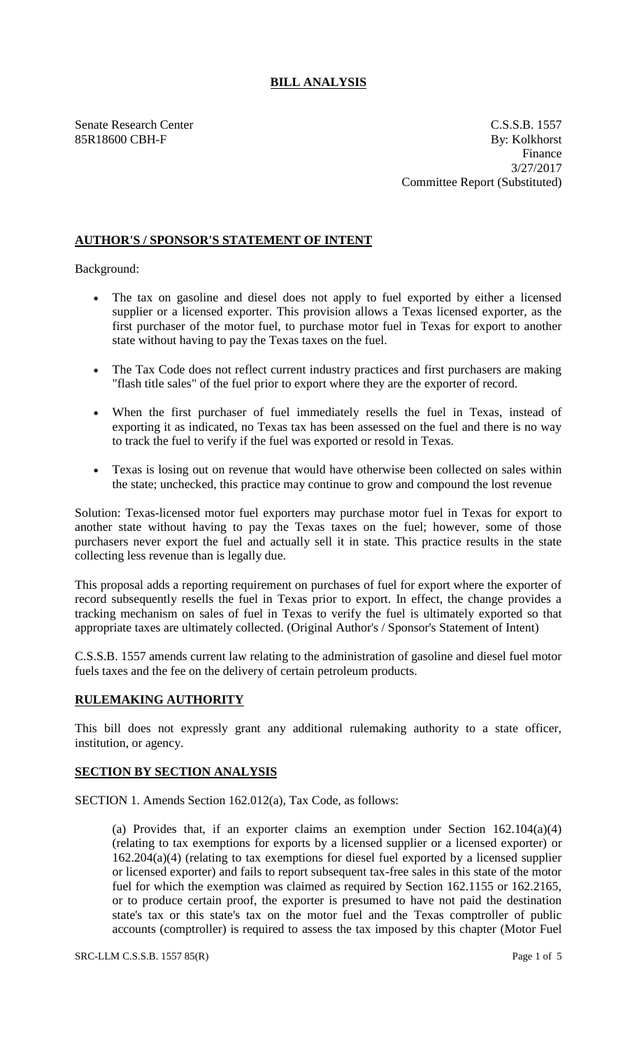# BILL ANALYSIS

Senate Research Center
85R18600 CBH-F

C.S.S.B. 1557
By: Kolkhorst
Finance
3/27/2017
Committee Report (Substituted)

## AUTHOR'S / SPONSOR'S STATEMENT OF INTENT

Background:

- The tax on gasoline and diesel does not apply to fuel exported by either a licensed supplier or a licensed exporter. This provision allows a Texas licensed exporter, as the first purchaser of the motor fuel, to purchase motor fuel in Texas for export to another state without having to pay the Texas taxes on the fuel.
- The Tax Code does not reflect current industry practices and first purchasers are making "flash title sales" of the fuel prior to export where they are the exporter of record.
- When the first purchaser of fuel immediately resells the fuel in Texas, instead of exporting it as indicated, no Texas tax has been assessed on the fuel and there is no way to track the fuel to verify if the fuel was exported or resold in Texas.
- Texas is losing out on revenue that would have otherwise been collected on sales within the state; unchecked, this practice may continue to grow and compound the lost revenue

Solution: Texas-licensed motor fuel exporters may purchase motor fuel in Texas for export to another state without having to pay the Texas taxes on the fuel; however, some of those purchasers never export the fuel and actually sell it in state. This practice results in the state collecting less revenue than is legally due.

This proposal adds a reporting requirement on purchases of fuel for export where the exporter of record subsequently resells the fuel in Texas prior to export. In effect, the change provides a tracking mechanism on sales of fuel in Texas to verify the fuel is ultimately exported so that appropriate taxes are ultimately collected. (Original Author's / Sponsor's Statement of Intent)

C.S.S.B. 1557 amends current law relating to the administration of gasoline and diesel fuel motor fuels taxes and the fee on the delivery of certain petroleum products.

## RULEMAKING AUTHORITY

This bill does not expressly grant any additional rulemaking authority to a state officer, institution, or agency.

## SECTION BY SECTION ANALYSIS

SECTION 1. Amends Section 162.012(a), Tax Code, as follows:

> (a) Provides that, if an exporter claims an exemption under Section 162.104(a)(4) (relating to tax exemptions for exports by a licensed supplier or a licensed exporter) or 162.204(a)(4) (relating to tax exemptions for diesel fuel exported by a licensed supplier or licensed exporter) and fails to report subsequent tax-free sales in this state of the motor fuel for which the exemption was claimed as required by Section 162.1155 or 162.2165, or to produce certain proof, the exporter is presumed to have not paid the destination state's tax or this state's tax on the motor fuel and the Texas comptroller of public accounts (comptroller) is required to assess the tax imposed by this chapter (Motor Fuel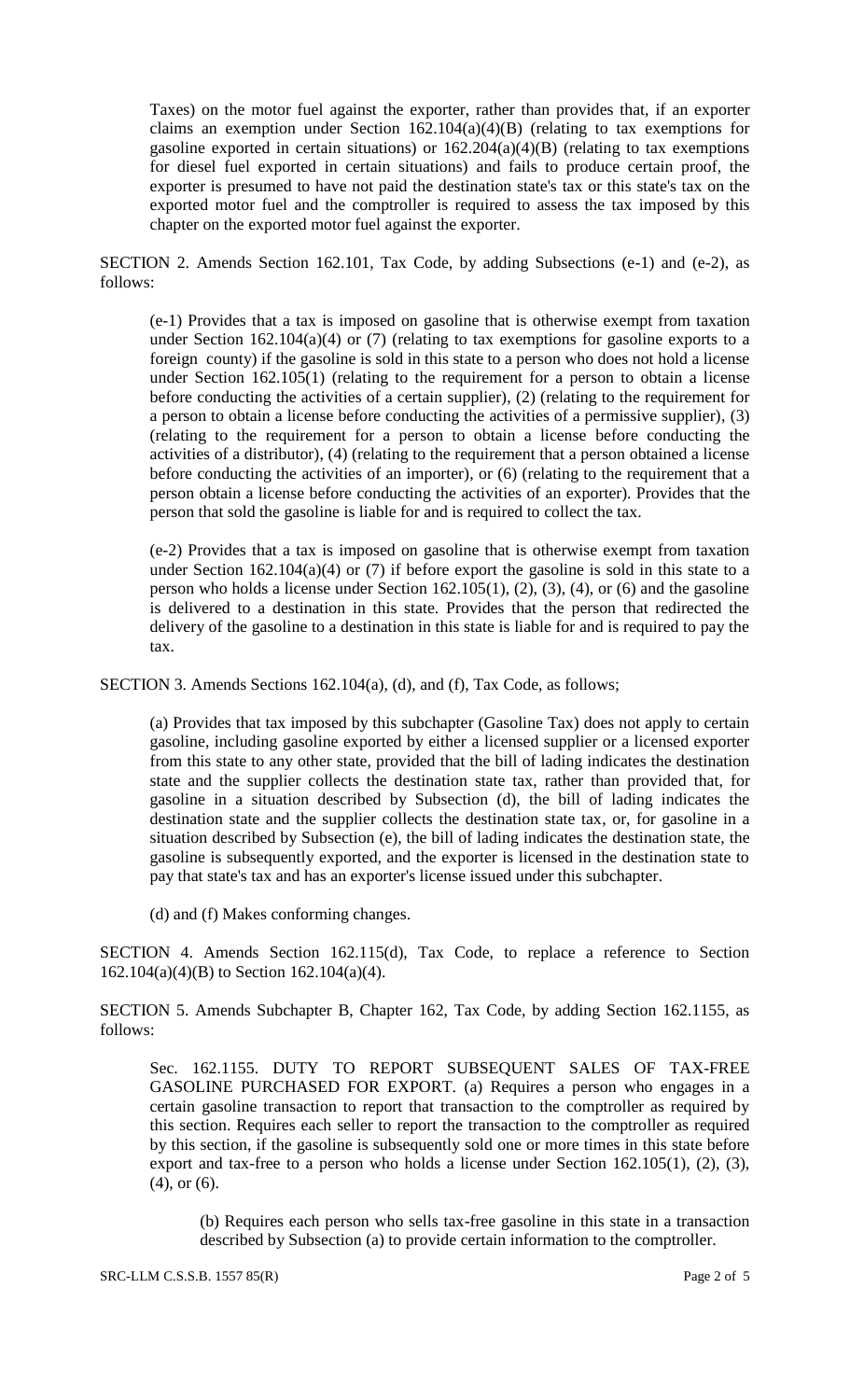Taxes) on the motor fuel against the exporter, rather than provides that, if an exporter claims an exemption under Section 162.104(a)(4)(B) (relating to tax exemptions for gasoline exported in certain situations) or 162.204(a)(4)(B) (relating to tax exemptions for diesel fuel exported in certain situations) and fails to produce certain proof, the exporter is presumed to have not paid the destination state's tax or this state's tax on the exported motor fuel and the comptroller is required to assess the tax imposed by this chapter on the exported motor fuel against the exporter.

SECTION 2. Amends Section 162.101, Tax Code, by adding Subsections (e-1) and (e-2), as follows:

(e-1) Provides that a tax is imposed on gasoline that is otherwise exempt from taxation under Section 162.104(a)(4) or (7) (relating to tax exemptions for gasoline exports to a foreign county) if the gasoline is sold in this state to a person who does not hold a license under Section 162.105(1) (relating to the requirement for a person to obtain a license before conducting the activities of a certain supplier), (2) (relating to the requirement for a person to obtain a license before conducting the activities of a permissive supplier), (3) (relating to the requirement for a person to obtain a license before conducting the activities of a distributor), (4) (relating to the requirement that a person obtained a license before conducting the activities of an importer), or (6) (relating to the requirement that a person obtain a license before conducting the activities of an exporter). Provides that the person that sold the gasoline is liable for and is required to collect the tax.

(e-2) Provides that a tax is imposed on gasoline that is otherwise exempt from taxation under Section 162.104(a)(4) or (7) if before export the gasoline is sold in this state to a person who holds a license under Section 162.105(1), (2), (3), (4), or (6) and the gasoline is delivered to a destination in this state. Provides that the person that redirected the delivery of the gasoline to a destination in this state is liable for and is required to pay the tax.

SECTION 3. Amends Sections 162.104(a), (d), and (f), Tax Code, as follows;

(a) Provides that tax imposed by this subchapter (Gasoline Tax) does not apply to certain gasoline, including gasoline exported by either a licensed supplier or a licensed exporter from this state to any other state, provided that the bill of lading indicates the destination state and the supplier collects the destination state tax, rather than provided that, for gasoline in a situation described by Subsection (d), the bill of lading indicates the destination state and the supplier collects the destination state tax, or, for gasoline in a situation described by Subsection (e), the bill of lading indicates the destination state, the gasoline is subsequently exported, and the exporter is licensed in the destination state to pay that state's tax and has an exporter's license issued under this subchapter.

(d) and (f) Makes conforming changes.

SECTION 4. Amends Section 162.115(d), Tax Code, to replace a reference to Section 162.104(a)(4)(B) to Section 162.104(a)(4).

SECTION 5. Amends Subchapter B, Chapter 162, Tax Code, by adding Section 162.1155, as follows:

Sec. 162.1155. DUTY TO REPORT SUBSEQUENT SALES OF TAX-FREE GASOLINE PURCHASED FOR EXPORT. (a) Requires a person who engages in a certain gasoline transaction to report that transaction to the comptroller as required by this section. Requires each seller to report the transaction to the comptroller as required by this section, if the gasoline is subsequently sold one or more times in this state before export and tax-free to a person who holds a license under Section 162.105(1), (2), (3), (4), or (6).

(b) Requires each person who sells tax-free gasoline in this state in a transaction described by Subsection (a) to provide certain information to the comptroller.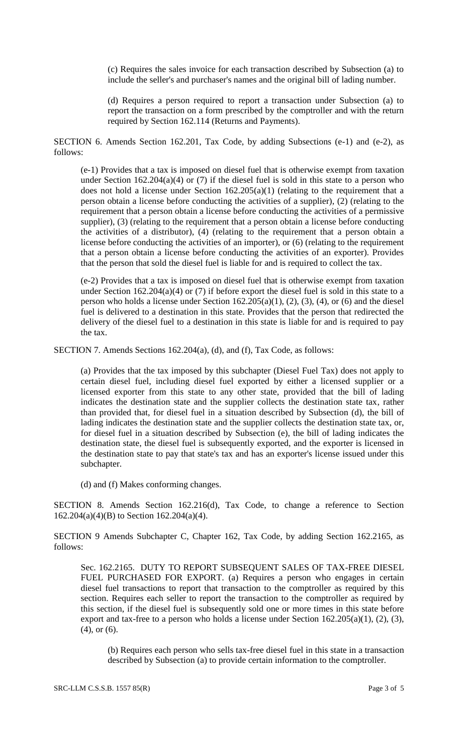(c) Requires the sales invoice for each transaction described by Subsection (a) to include the seller's and purchaser's names and the original bill of lading number.

(d) Requires a person required to report a transaction under Subsection (a) to report the transaction on a form prescribed by the comptroller and with the return required by Section 162.114 (Returns and Payments).

SECTION 6. Amends Section 162.201, Tax Code, by adding Subsections (e-1) and (e-2), as follows:

(e-1) Provides that a tax is imposed on diesel fuel that is otherwise exempt from taxation under Section 162.204(a)(4) or (7) if the diesel fuel is sold in this state to a person who does not hold a license under Section 162.205(a)(1) (relating to the requirement that a person obtain a license before conducting the activities of a supplier), (2) (relating to the requirement that a person obtain a license before conducting the activities of a permissive supplier), (3) (relating to the requirement that a person obtain a license before conducting the activities of a distributor), (4) (relating to the requirement that a person obtain a license before conducting the activities of an importer), or (6) (relating to the requirement that a person obtain a license before conducting the activities of an exporter). Provides that the person that sold the diesel fuel is liable for and is required to collect the tax.

(e-2) Provides that a tax is imposed on diesel fuel that is otherwise exempt from taxation under Section 162.204(a)(4) or (7) if before export the diesel fuel is sold in this state to a person who holds a license under Section 162.205(a)(1), (2), (3), (4), or (6) and the diesel fuel is delivered to a destination in this state. Provides that the person that redirected the delivery of the diesel fuel to a destination in this state is liable for and is required to pay the tax.

SECTION 7. Amends Sections 162.204(a), (d), and (f), Tax Code, as follows:

(a) Provides that the tax imposed by this subchapter (Diesel Fuel Tax) does not apply to certain diesel fuel, including diesel fuel exported by either a licensed supplier or a licensed exporter from this state to any other state, provided that the bill of lading indicates the destination state and the supplier collects the destination state tax, rather than provided that, for diesel fuel in a situation described by Subsection (d), the bill of lading indicates the destination state and the supplier collects the destination state tax, or, for diesel fuel in a situation described by Subsection (e), the bill of lading indicates the destination state, the diesel fuel is subsequently exported, and the exporter is licensed in the destination state to pay that state's tax and has an exporter's license issued under this subchapter.

(d) and (f) Makes conforming changes.

SECTION 8. Amends Section 162.216(d), Tax Code, to change a reference to Section 162.204(a)(4)(B) to Section 162.204(a)(4).

SECTION 9 Amends Subchapter C, Chapter 162, Tax Code, by adding Section 162.2165, as follows:

Sec. 162.2165. DUTY TO REPORT SUBSEQUENT SALES OF TAX-FREE DIESEL FUEL PURCHASED FOR EXPORT. (a) Requires a person who engages in certain diesel fuel transactions to report that transaction to the comptroller as required by this section. Requires each seller to report the transaction to the comptroller as required by this section, if the diesel fuel is subsequently sold one or more times in this state before export and tax-free to a person who holds a license under Section 162.205(a)(1), (2), (3), (4), or (6).

(b) Requires each person who sells tax-free diesel fuel in this state in a transaction described by Subsection (a) to provide certain information to the comptroller.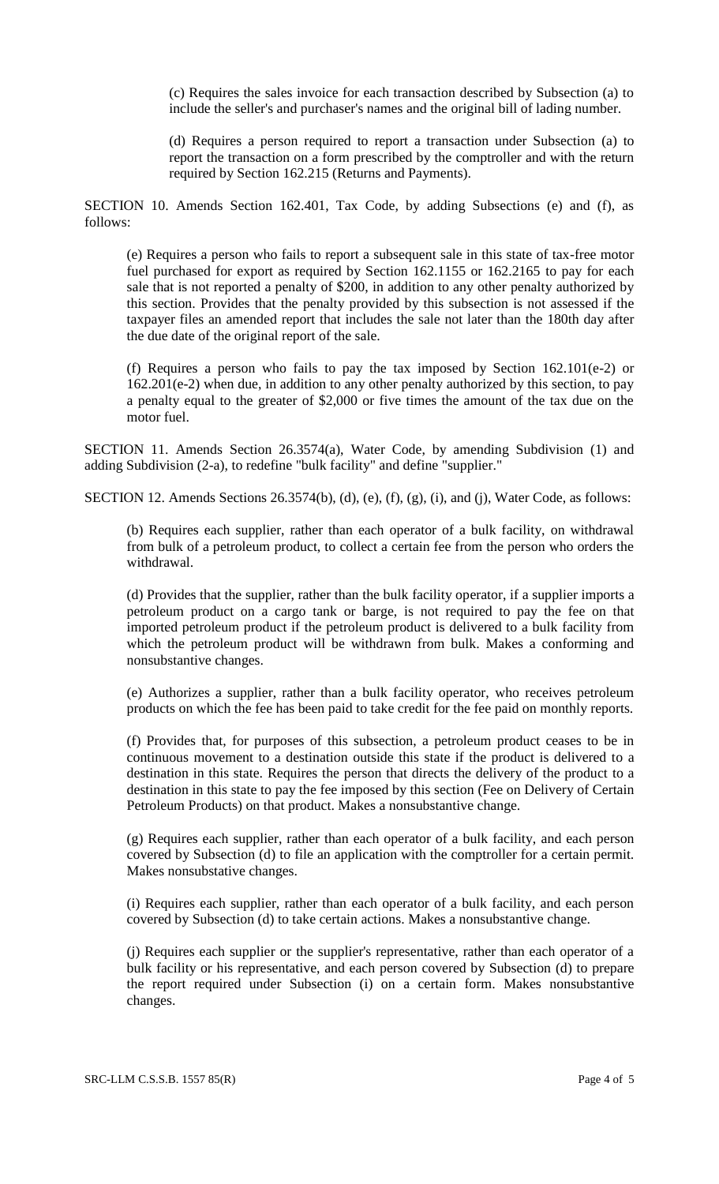(c) Requires the sales invoice for each transaction described by Subsection (a) to include the seller's and purchaser's names and the original bill of lading number.

(d) Requires a person required to report a transaction under Subsection (a) to report the transaction on a form prescribed by the comptroller and with the return required by Section 162.215 (Returns and Payments).

SECTION 10. Amends Section 162.401, Tax Code, by adding Subsections (e) and (f), as follows:

(e) Requires a person who fails to report a subsequent sale in this state of tax-free motor fuel purchased for export as required by Section 162.1155 or 162.2165 to pay for each sale that is not reported a penalty of $200, in addition to any other penalty authorized by this section. Provides that the penalty provided by this subsection is not assessed if the taxpayer files an amended report that includes the sale not later than the 180th day after the due date of the original report of the sale.

(f) Requires a person who fails to pay the tax imposed by Section 162.101(e-2) or 162.201(e-2) when due, in addition to any other penalty authorized by this section, to pay a penalty equal to the greater of $2,000 or five times the amount of the tax due on the motor fuel.

SECTION 11. Amends Section 26.3574(a), Water Code, by amending Subdivision (1) and adding Subdivision (2-a), to redefine "bulk facility" and define "supplier."

SECTION 12. Amends Sections 26.3574(b), (d), (e), (f), (g), (i), and (j), Water Code, as follows:

(b) Requires each supplier, rather than each operator of a bulk facility, on withdrawal from bulk of a petroleum product, to collect a certain fee from the person who orders the withdrawal.

(d) Provides that the supplier, rather than the bulk facility operator, if a supplier imports a petroleum product on a cargo tank or barge, is not required to pay the fee on that imported petroleum product if the petroleum product is delivered to a bulk facility from which the petroleum product will be withdrawn from bulk. Makes a conforming and nonsubstantive changes.

(e) Authorizes a supplier, rather than a bulk facility operator, who receives petroleum products on which the fee has been paid to take credit for the fee paid on monthly reports.

(f) Provides that, for purposes of this subsection, a petroleum product ceases to be in continuous movement to a destination outside this state if the product is delivered to a destination in this state. Requires the person that directs the delivery of the product to a destination in this state to pay the fee imposed by this section (Fee on Delivery of Certain Petroleum Products) on that product. Makes a nonsubstantive change.

(g) Requires each supplier, rather than each operator of a bulk facility, and each person covered by Subsection (d) to file an application with the comptroller for a certain permit. Makes nonsubstative changes.

(i) Requires each supplier, rather than each operator of a bulk facility, and each person covered by Subsection (d) to take certain actions. Makes a nonsubstantive change.

(j) Requires each supplier or the supplier's representative, rather than each operator of a bulk facility or his representative, and each person covered by Subsection (d) to prepare the report required under Subsection (i) on a certain form. Makes nonsubstantive changes.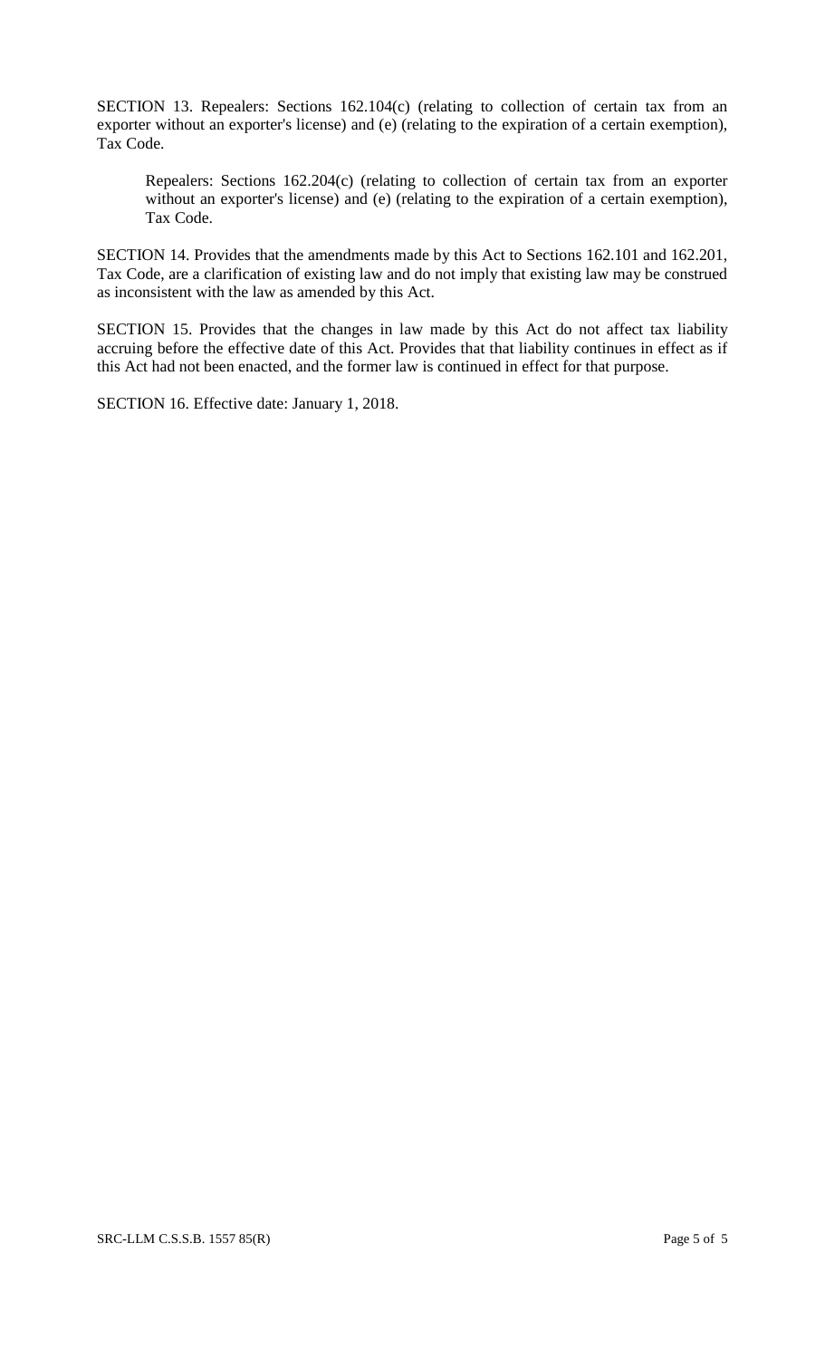SECTION 13. Repealers: Sections 162.104(c) (relating to collection of certain tax from an exporter without an exporter's license) and (e) (relating to the expiration of a certain exemption), Tax Code.

Repealers: Sections 162.204(c) (relating to collection of certain tax from an exporter without an exporter's license) and (e) (relating to the expiration of a certain exemption), Tax Code.

SECTION 14. Provides that the amendments made by this Act to Sections 162.101 and 162.201, Tax Code, are a clarification of existing law and do not imply that existing law may be construed as inconsistent with the law as amended by this Act.

SECTION 15. Provides that the changes in law made by this Act do not affect tax liability accruing before the effective date of this Act. Provides that that liability continues in effect as if this Act had not been enacted, and the former law is continued in effect for that purpose.

SECTION 16. Effective date: January 1, 2018.